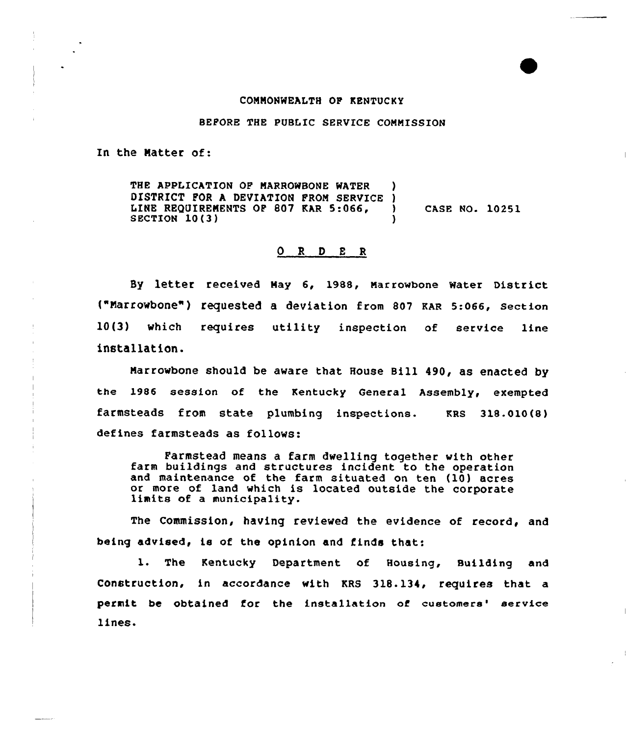COMMONWEALTH OF KENTUCKY

BEFORE THE PUBLIC SERVICE COMMISSION

In the Matter of:

THE APPLICATION OF MARROWBONE WATER )
DISTRICT FOR A DEVIATION FROM SERVICE )
LINE REQUIREMENTS OF 807 KAR 5:066, ) CASE NO. 10251
SECTION 10(3) )

## O R D E R

By letter received May 6, 1988, Marrowbone Water District ("Marrowbone") requested a deviation from 807 KAR 5:066, Section 10(3) which requires utility inspection of service line installation.

Marrowbone should be aware that House Bill 490, as enacted by the 1986 session of the Kentucky General Assembly, exempted farmsteads from state plumbing inspections. KRS 318.010(8) defines farmsteads as follows:

> Farmstead means a farm dwelling together with other farm buildings and structures incident to the operation and maintenance of the farm situated on ten (10) acres or more of land which is located outside the corporate limits of a municipality.

The Commission, having reviewed the evidence of record, and being advised, is of the opinion and finds that:

1. The Kentucky Department of Housing, Building and Construction, in accordance with KRS 318.134, requires that a permit be obtained for the installation of customers' service lines.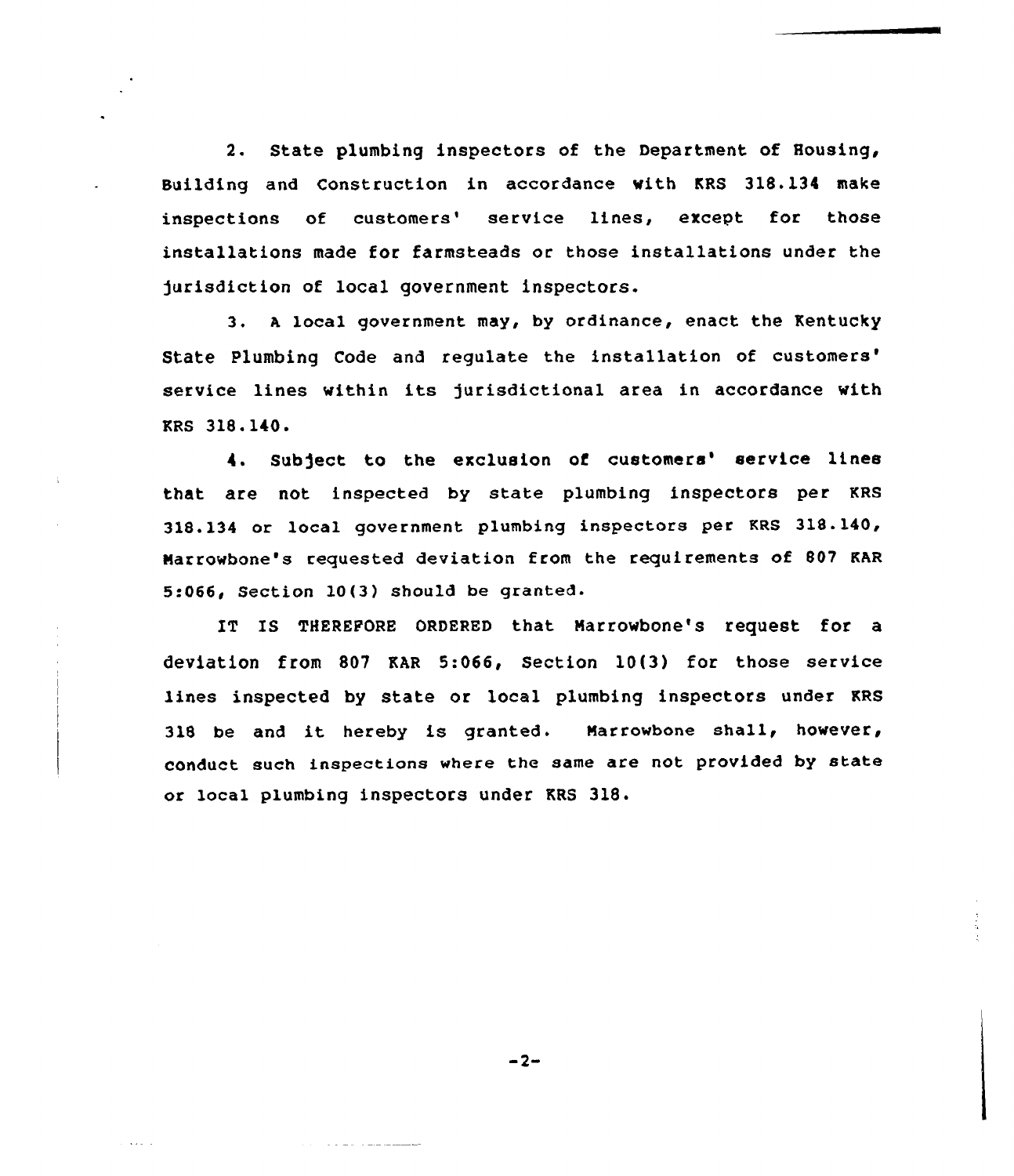2. State plumbing inspectors of the Department of Housing, Building and Construction in accordance with KRS 318.134 make inspections of customers' service lines, except for those installations made for farmsteads or those installations under the jurisdiction of local government inspectors.

3. A local government may, by ordinance, enact the Kentucky State Plumbing Code and regulate the installation of customers' service lines within its jurisdictional area in accordance with KRS 318.140.

4. Subject to the exclusion of customers' service lines that are not inspected by state plumbing inspectors per KRS 318.134 or local government plumbing inspectors per KRS 318.140, Marrowbone's requested deviation from the requirements of 807 KAR 5:066, Section 10(3) should be granted.

IT IS THEREFORE ORDERED that Marrowbone's request for a deviation from 807 KAR 5:066, Section 10(3) for those service lines inspected by state or local plumbing inspectors under KRS 318 be and it hereby is granted. Marrowbone shall, however, conduct such inspections where the same are not provided by state or local plumbing inspectors under KRS 318.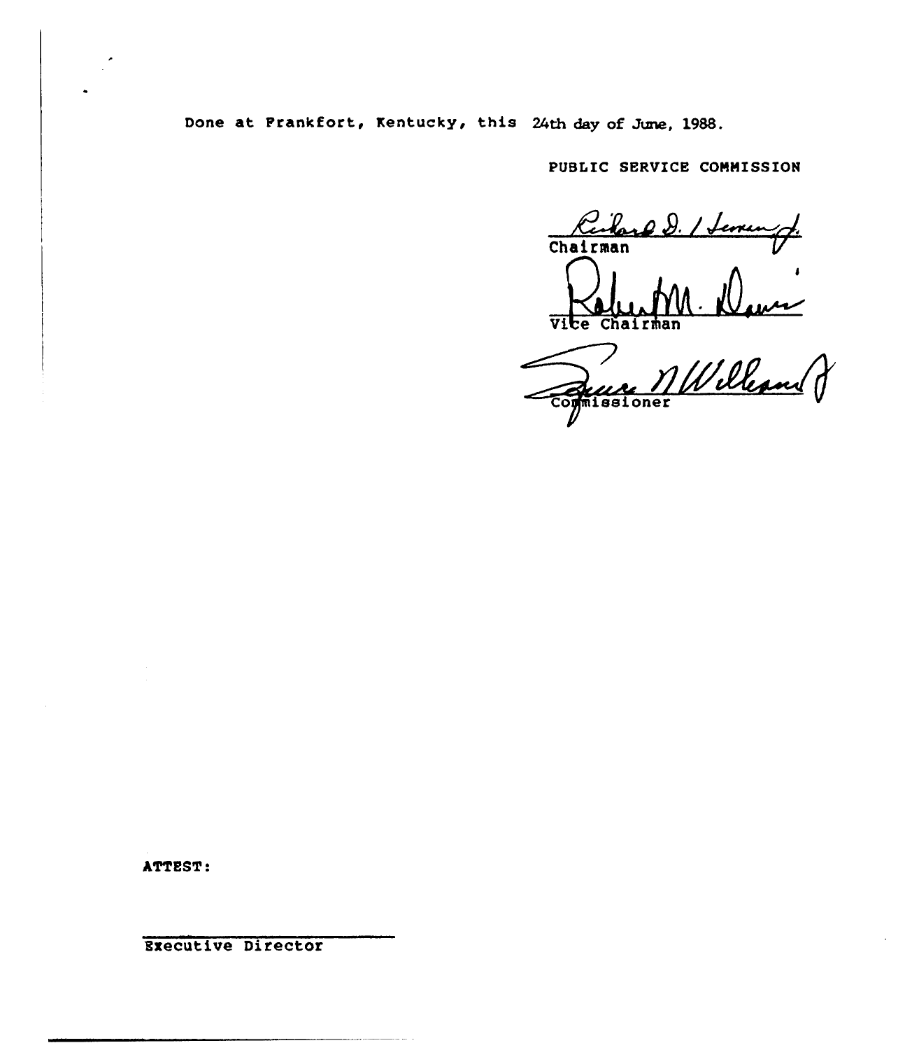Done at Frankfort, Kentucky, this 24th day of June, 1988.

PUBLIC SERVICE COMMISSION

Chairman

Vice Chairman

Commissioner

ATTEST:

Executive Director